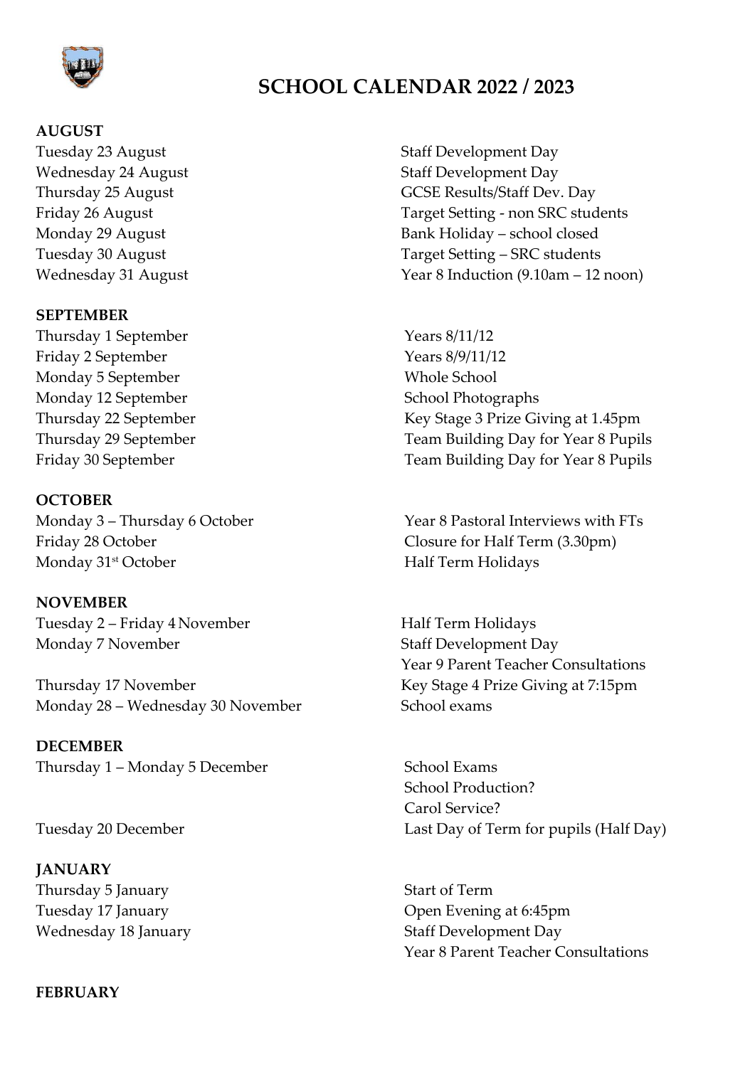# SCHOOL CALENDAR 2022 / 2023

**AUGUST**

| | |
|---|---|
| Tuesday 23 August | Staff Development Day |
| Wednesday 24 August | Staff Development Day |
| Thursday 25 August | GCSE Results/Staff Dev. Day |
| Friday 26 August | Target Setting - non SRC students |
| Monday 29 August | Bank Holiday – school closed |
| Tuesday 30 August | Target Setting – SRC students |
| Wednesday 31 August | Year 8 Induction (9.10am – 12 noon) |

**SEPTEMBER**

| | |
|---|---|
| Thursday 1 September | Years 8/11/12 |
| Friday 2 September | Years 8/9/11/12 |
| Monday 5 September | Whole School |
| Monday 12 September | School Photographs |
| Thursday 22 September | Key Stage 3 Prize Giving at 1.45pm |
| Thursday 29 September | Team Building Day for Year 8 Pupils |
| Friday 30 September | Team Building Day for Year 8 Pupils |

**OCTOBER**

| | |
|---|---|
| Monday 3 – Thursday 6 October | Year 8 Pastoral Interviews with FTs |
| Friday 28 October | Closure for Half Term (3.30pm) |
| Monday 31st October | Half Term Holidays |

**NOVEMBER**

| | |
|---|---|
| Tuesday 2 – Friday 4 November | Half Term Holidays |
| Monday 7 November | Staff Development Day |
| | Year 9 Parent Teacher Consultations |
| Thursday 17 November | Key Stage 4 Prize Giving at 7:15pm |
| Monday 28 – Wednesday 30 November | School exams |

**DECEMBER**

| | |
|---|---|
| Thursday 1 – Monday 5 December | School Exams |
| | School Production? |
| | Carol Service? |
| Tuesday 20 December | Last Day of Term for pupils (Half Day) |

**JANUARY**

| | |
|---|---|
| Thursday 5 January | Start of Term |
| Tuesday 17 January | Open Evening at 6:45pm |
| Wednesday 18 January | Staff Development Day |
| | Year 8 Parent Teacher Consultations |

**FEBRUARY**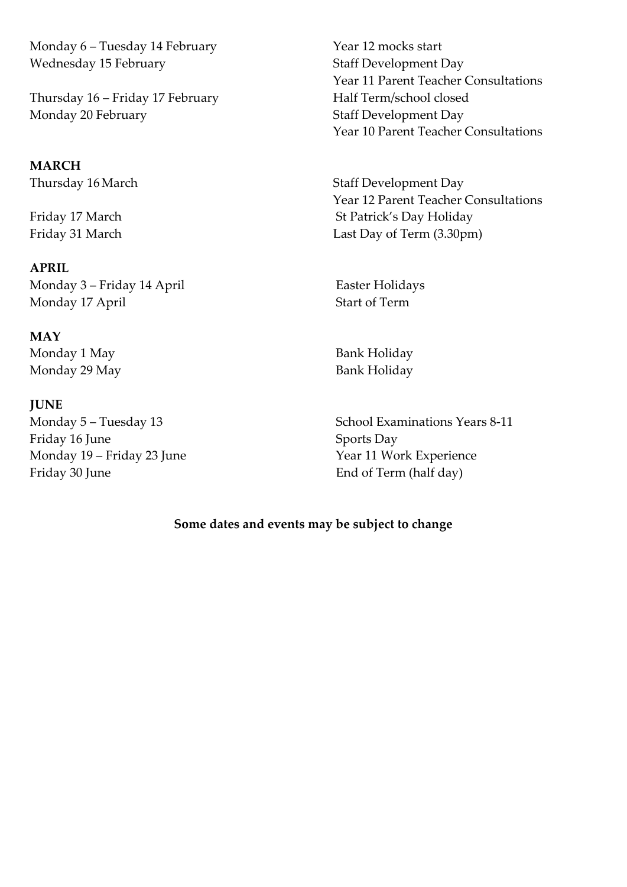| | |
|---|---|
| Monday 6 – Tuesday 14 February | Year 12 mocks start |
| Wednesday 15 February | Staff Development Day<br>Year 11 Parent Teacher Consultations |
| Thursday 16 – Friday 17 February | Half Term/school closed |
| Monday 20 February | Staff Development Day<br>Year 10 Parent Teacher Consultations |
| **MARCH** | |
| Thursday 16 March | Staff Development Day<br>Year 12 Parent Teacher Consultations |
| Friday 17 March | St Patrick's Day Holiday |
| Friday 31 March | Last Day of Term (3.30pm) |
| **APRIL** | |
| Monday 3 – Friday 14 April | Easter Holidays |
| Monday 17 April | Start of Term |
| **MAY** | |
| Monday 1 May | Bank Holiday |
| Monday 29 May | Bank Holiday |
| **JUNE** | |
| Monday 5 – Tuesday 13 | School Examinations Years 8-11 |
| Friday 16 June | Sports Day |
| Monday 19 – Friday 23 June | Year 11 Work Experience |
| Friday 30 June | End of Term (half day) |

**Some dates and events may be subject to change**